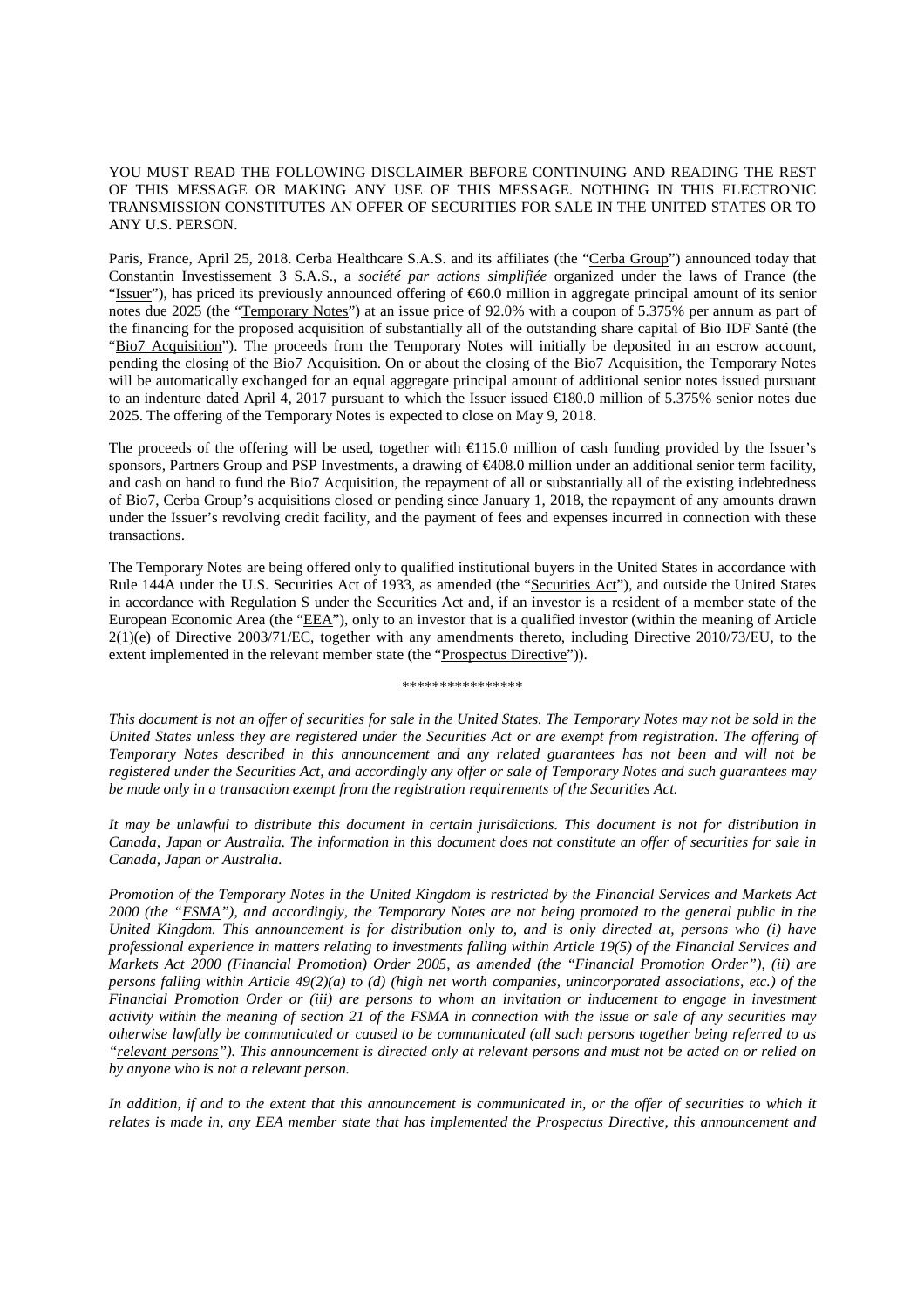YOU MUST READ THE FOLLOWING DISCLAIMER BEFORE CONTINUING AND READING THE REST OF THIS MESSAGE OR MAKING ANY USE OF THIS MESSAGE. NOTHING IN THIS ELECTRONIC TRANSMISSION CONSTITUTES AN OFFER OF SECURITIES FOR SALE IN THE UNITED STATES OR TO ANY U.S. PERSON.

Paris, France, April 25, 2018. Cerba Healthcare S.A.S. and its affiliates (the "Cerba Group") announced today that Constantin Investissement 3 S.A.S., a *société par actions simplifiée* organized under the laws of France (the "Issuer"), has priced its previously announced offering of €60.0 million in aggregate principal amount of its senior notes due 2025 (the "Temporary Notes") at an issue price of 92.0% with a coupon of 5.375% per annum as part of the financing for the proposed acquisition of substantially all of the outstanding share capital of Bio IDF Santé (the "Bio7 Acquisition"). The proceeds from the Temporary Notes will initially be deposited in an escrow account, pending the closing of the Bio7 Acquisition. On or about the closing of the Bio7 Acquisition, the Temporary Notes will be automatically exchanged for an equal aggregate principal amount of additional senior notes issued pursuant to an indenture dated April 4, 2017 pursuant to which the Issuer issued €180.0 million of 5.375% senior notes due 2025. The offering of the Temporary Notes is expected to close on May 9, 2018.

The proceeds of the offering will be used, together with €115.0 million of cash funding provided by the Issuer's sponsors, Partners Group and PSP Investments, a drawing of €408.0 million under an additional senior term facility, and cash on hand to fund the Bio7 Acquisition, the repayment of all or substantially all of the existing indebtedness of Bio7, Cerba Group's acquisitions closed or pending since January 1, 2018, the repayment of any amounts drawn under the Issuer's revolving credit facility, and the payment of fees and expenses incurred in connection with these transactions.

The Temporary Notes are being offered only to qualified institutional buyers in the United States in accordance with Rule 144A under the U.S. Securities Act of 1933, as amended (the "Securities Act"), and outside the United States in accordance with Regulation S under the Securities Act and, if an investor is a resident of a member state of the European Economic Area (the "EEA"), only to an investor that is a qualified investor (within the meaning of Article 2(1)(e) of Directive 2003/71/EC, together with any amendments thereto, including Directive 2010/73/EU, to the extent implemented in the relevant member state (the "Prospectus Directive")).

\*\*\*\*\*\*\*\*\*\*\*\*\*\*\*\*

*This document is not an offer of securities for sale in the United States. The Temporary Notes may not be sold in the United States unless they are registered under the Securities Act or are exempt from registration. The offering of Temporary Notes described in this announcement and any related guarantees has not been and will not be registered under the Securities Act, and accordingly any offer or sale of Temporary Notes and such guarantees may be made only in a transaction exempt from the registration requirements of the Securities Act.*

*It may be unlawful to distribute this document in certain jurisdictions. This document is not for distribution in Canada, Japan or Australia. The information in this document does not constitute an offer of securities for sale in Canada, Japan or Australia.*

*Promotion of the Temporary Notes in the United Kingdom is restricted by the Financial Services and Markets Act 2000 (the "FSMA"), and accordingly, the Temporary Notes are not being promoted to the general public in the United Kingdom. This announcement is for distribution only to, and is only directed at, persons who (i) have professional experience in matters relating to investments falling within Article 19(5) of the Financial Services and Markets Act 2000 (Financial Promotion) Order 2005, as amended (the "Financial Promotion Order"), (ii) are persons falling within Article 49(2)(a) to (d) (high net worth companies, unincorporated associations, etc.) of the Financial Promotion Order or (iii) are persons to whom an invitation or inducement to engage in investment activity within the meaning of section 21 of the FSMA in connection with the issue or sale of any securities may otherwise lawfully be communicated or caused to be communicated (all such persons together being referred to as "relevant persons"). This announcement is directed only at relevant persons and must not be acted on or relied on by anyone who is not a relevant person.*

*In addition, if and to the extent that this announcement is communicated in, or the offer of securities to which it relates is made in, any EEA member state that has implemented the Prospectus Directive, this announcement and*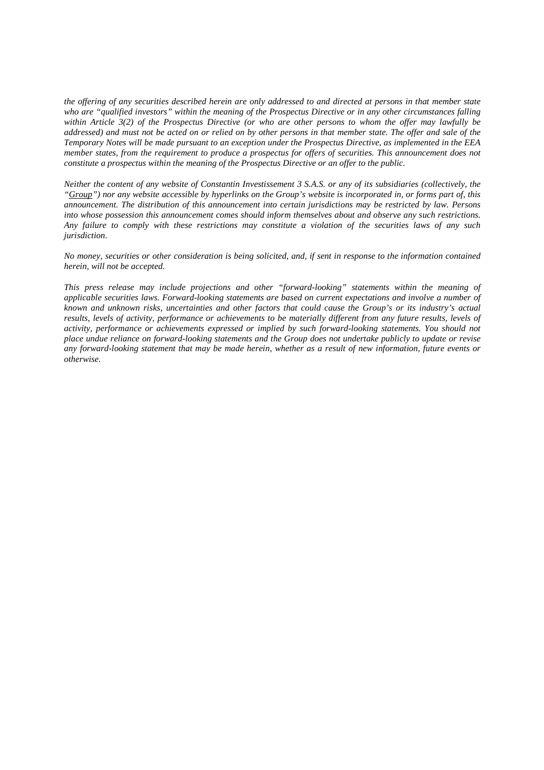*the offering of any securities described herein are only addressed to and directed at persons in that member state who are "qualified investors" within the meaning of the Prospectus Directive or in any other circumstances falling within Article 3(2) of the Prospectus Directive (or who are other persons to whom the offer may lawfully be addressed) and must not be acted on or relied on by other persons in that member state. The offer and sale of the Temporary Notes will be made pursuant to an exception under the Prospectus Directive, as implemented in the EEA member states, from the requirement to produce a prospectus for offers of securities. This announcement does not constitute a prospectus within the meaning of the Prospectus Directive or an offer to the public.*

*Neither the content of any website of Constantin Investissement 3 S.A.S. or any of its subsidiaries (collectively, the "Group") nor any website accessible by hyperlinks on the Group's website is incorporated in, or forms part of, this announcement. The distribution of this announcement into certain jurisdictions may be restricted by law. Persons into whose possession this announcement comes should inform themselves about and observe any such restrictions. Any failure to comply with these restrictions may constitute a violation of the securities laws of any such jurisdiction.*

*No money, securities or other consideration is being solicited, and, if sent in response to the information contained herein, will not be accepted.*

*This press release may include projections and other "forward-looking" statements within the meaning of applicable securities laws. Forward-looking statements are based on current expectations and involve a number of known and unknown risks, uncertainties and other factors that could cause the Group's or its industry's actual results, levels of activity, performance or achievements to be materially different from any future results, levels of activity, performance or achievements expressed or implied by such forward-looking statements. You should not place undue reliance on forward-looking statements and the Group does not undertake publicly to update or revise any forward-looking statement that may be made herein, whether as a result of new information, future events or otherwise.*